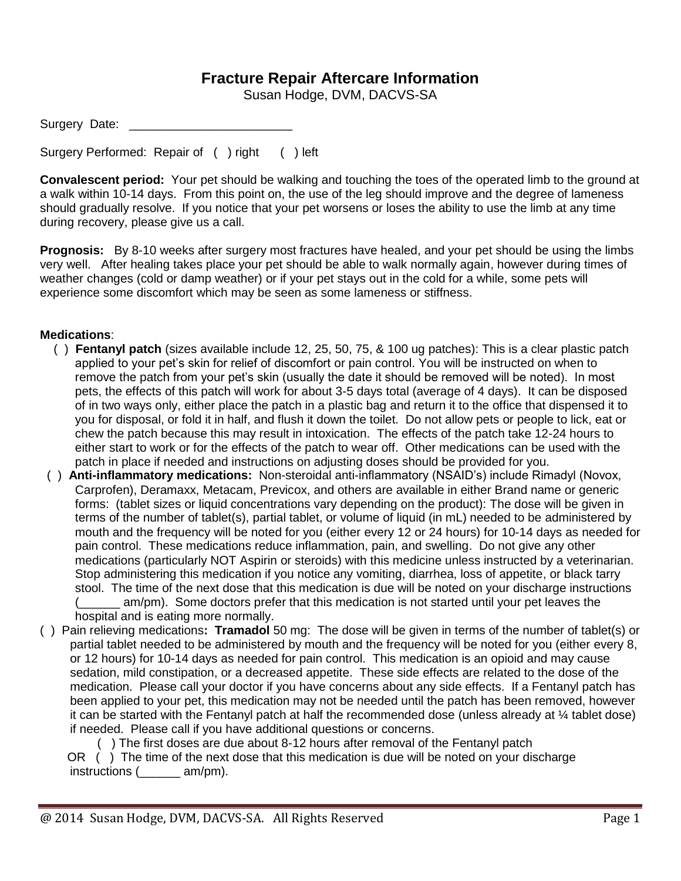# Fracture Repair Aftercare Information

Susan Hodge, DVM, DACVS-SA

Surgery Date: ________________________

Surgery Performed: Repair of ( ) right ( ) left

**Convalescent period:** Your pet should be walking and touching the toes of the operated limb to the ground at a walk within 10-14 days. From this point on, the use of the leg should improve and the degree of lameness should gradually resolve. If you notice that your pet worsens or loses the ability to use the limb at any time during recovery, please give us a call.

**Prognosis:** By 8-10 weeks after surgery most fractures have healed, and your pet should be using the limbs very well. After healing takes place your pet should be able to walk normally again, however during times of weather changes (cold or damp weather) or if your pet stays out in the cold for a while, some pets will experience some discomfort which may be seen as some lameness or stiffness.

**Medications**:

( ) **Fentanyl patch** (sizes available include 12, 25, 50, 75, & 100 ug patches): This is a clear plastic patch applied to your pet's skin for relief of discomfort or pain control. You will be instructed on when to remove the patch from your pet's skin (usually the date it should be removed will be noted). In most pets, the effects of this patch will work for about 3-5 days total (average of 4 days). It can be disposed of in two ways only, either place the patch in a plastic bag and return it to the office that dispensed it to you for disposal, or fold it in half, and flush it down the toilet. Do not allow pets or people to lick, eat or chew the patch because this may result in intoxication. The effects of the patch take 12-24 hours to either start to work or for the effects of the patch to wear off. Other medications can be used with the patch in place if needed and instructions on adjusting doses should be provided for you.

( ) **Anti-inflammatory medications:** Non-steroidal anti-inflammatory (NSAID's) include Rimadyl (Novox, Carprofen), Deramaxx, Metacam, Previcox, and others are available in either Brand name or generic forms: (tablet sizes or liquid concentrations vary depending on the product): The dose will be given in terms of the number of tablet(s), partial tablet, or volume of liquid (in mL) needed to be administered by mouth and the frequency will be noted for you (either every 12 or 24 hours) for 10-14 days as needed for pain control. These medications reduce inflammation, pain, and swelling. Do not give any other medications (particularly NOT Aspirin or steroids) with this medicine unless instructed by a veterinarian. Stop administering this medication if you notice any vomiting, diarrhea, loss of appetite, or black tarry stool. The time of the next dose that this medication is due will be noted on your discharge instructions (______ am/pm). Some doctors prefer that this medication is not started until your pet leaves the hospital and is eating more normally.

( ) Pain relieving medications**: Tramadol** 50 mg: The dose will be given in terms of the number of tablet(s) or partial tablet needed to be administered by mouth and the frequency will be noted for you (either every 8, or 12 hours) for 10-14 days as needed for pain control. This medication is an opioid and may cause sedation, mild constipation, or a decreased appetite. These side effects are related to the dose of the medication. Please call your doctor if you have concerns about any side effects. If a Fentanyl patch has been applied to your pet, this medication may not be needed until the patch has been removed, however it can be started with the Fentanyl patch at half the recommended dose (unless already at ¼ tablet dose) if needed. Please call if you have additional questions or concerns.

( ) The first doses are due about 8-12 hours after removal of the Fentanyl patch

OR ( ) The time of the next dose that this medication is due will be noted on your discharge instructions (______ am/pm).

@ 2014 Susan Hodge, DVM, DACVS-SA. All Rights Reserved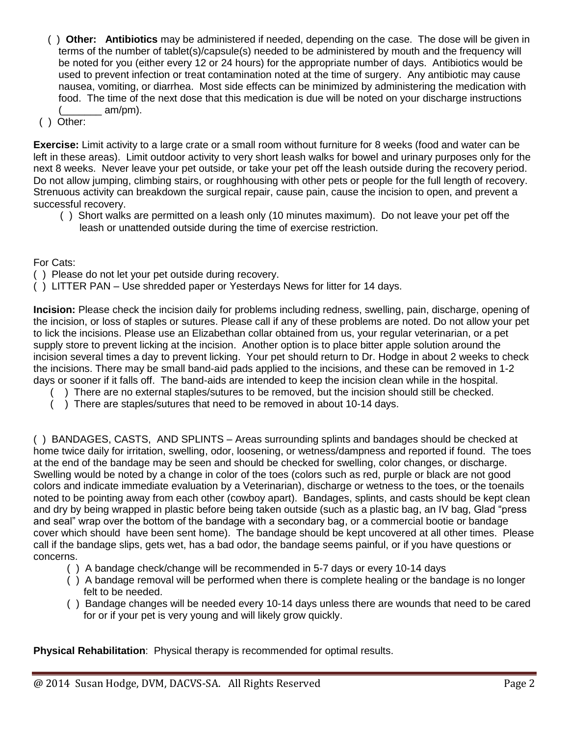( ) **Other:** **Antibiotics** may be administered if needed, depending on the case. The dose will be given in terms of the number of tablet(s)/capsule(s) needed to be administered by mouth and the frequency will be noted for you (either every 12 or 24 hours) for the appropriate number of days. Antibiotics would be used to prevent infection or treat contamination noted at the time of surgery. Any antibiotic may cause nausea, vomiting, or diarrhea. Most side effects can be minimized by administering the medication with food. The time of the next dose that this medication is due will be noted on your discharge instructions (_______ am/pm).

( ) Other:

**Exercise:** Limit activity to a large crate or a small room without furniture for 8 weeks (food and water can be left in these areas). Limit outdoor activity to very short leash walks for bowel and urinary purposes only for the next 8 weeks. Never leave your pet outside, or take your pet off the leash outside during the recovery period. Do not allow jumping, climbing stairs, or roughhousing with other pets or people for the full length of recovery. Strenuous activity can breakdown the surgical repair, cause pain, cause the incision to open, and prevent a successful recovery.

( ) Short walks are permitted on a leash only (10 minutes maximum). Do not leave your pet off the leash or unattended outside during the time of exercise restriction.

For Cats:

( ) Please do not let your pet outside during recovery.

( ) LITTER PAN – Use shredded paper or Yesterdays News for litter for 14 days.

**Incision:** Please check the incision daily for problems including redness, swelling, pain, discharge, opening of the incision, or loss of staples or sutures. Please call if any of these problems are noted. Do not allow your pet to lick the incisions. Please use an Elizabethan collar obtained from us, your regular veterinarian, or a pet supply store to prevent licking at the incision. Another option is to place bitter apple solution around the incision several times a day to prevent licking. Your pet should return to Dr. Hodge in about 2 weeks to check the incisions. There may be small band-aid pads applied to the incisions, and these can be removed in 1-2 days or sooner if it falls off. The band-aids are intended to keep the incision clean while in the hospital.

( ) There are no external staples/sutures to be removed, but the incision should still be checked.

( ) There are staples/sutures that need to be removed in about 10-14 days.

( ) BANDAGES, CASTS, AND SPLINTS – Areas surrounding splints and bandages should be checked at home twice daily for irritation, swelling, odor, loosening, or wetness/dampness and reported if found. The toes at the end of the bandage may be seen and should be checked for swelling, color changes, or discharge. Swelling would be noted by a change in color of the toes (colors such as red, purple or black are not good colors and indicate immediate evaluation by a Veterinarian), discharge or wetness to the toes, or the toenails noted to be pointing away from each other (cowboy apart). Bandages, splints, and casts should be kept clean and dry by being wrapped in plastic before being taken outside (such as a plastic bag, an IV bag, Glad "press and seal" wrap over the bottom of the bandage with a secondary bag, or a commercial bootie or bandage cover which should have been sent home). The bandage should be kept uncovered at all other times. Please call if the bandage slips, gets wet, has a bad odor, the bandage seems painful, or if you have questions or concerns.

( ) A bandage check/change will be recommended in 5-7 days or every 10-14 days

( ) A bandage removal will be performed when there is complete healing or the bandage is no longer felt to be needed.

( ) Bandage changes will be needed every 10-14 days unless there are wounds that need to be cared for or if your pet is very young and will likely grow quickly.

**Physical Rehabilitation**: Physical therapy is recommended for optimal results.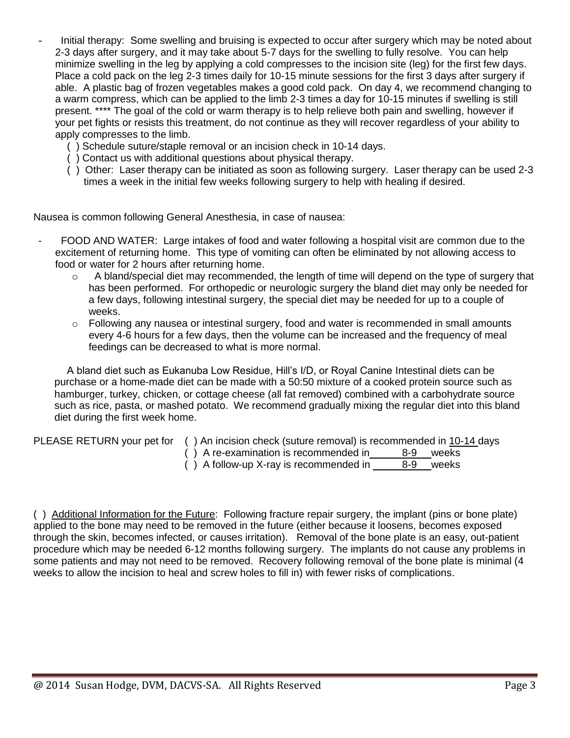- Initial therapy: Some swelling and bruising is expected to occur after surgery which may be noted about 2-3 days after surgery, and it may take about 5-7 days for the swelling to fully resolve. You can help minimize swelling in the leg by applying a cold compresses to the incision site (leg) for the first few days. Place a cold pack on the leg 2-3 times daily for 10-15 minute sessions for the first 3 days after surgery if able. A plastic bag of frozen vegetables makes a good cold pack. On day 4, we recommend changing to a warm compress, which can be applied to the limb 2-3 times a day for 10-15 minutes if swelling is still present. **** The goal of the cold or warm therapy is to help relieve both pain and swelling, however if your pet fights or resists this treatment, do not continue as they will recover regardless of your ability to apply compresses to the limb.
  - ( ) Schedule suture/staple removal or an incision check in 10-14 days.
  - ( ) Contact us with additional questions about physical therapy.
  - ( ) Other: Laser therapy can be initiated as soon as following surgery. Laser therapy can be used 2-3 times a week in the initial few weeks following surgery to help with healing if desired.

Nausea is common following General Anesthesia, in case of nausea:

- FOOD AND WATER: Large intakes of food and water following a hospital visit are common due to the excitement of returning home. This type of vomiting can often be eliminated by not allowing access to food or water for 2 hours after returning home.
  - A bland/special diet may recommended, the length of time will depend on the type of surgery that has been performed. For orthopedic or neurologic surgery the bland diet may only be needed for a few days, following intestinal surgery, the special diet may be needed for up to a couple of weeks.
  - Following any nausea or intestinal surgery, food and water is recommended in small amounts every 4-6 hours for a few days, then the volume can be increased and the frequency of meal feedings can be decreased to what is more normal.

A bland diet such as Eukanuba Low Residue, Hill's I/D, or Royal Canine Intestinal diets can be purchase or a home-made diet can be made with a 50:50 mixture of a cooked protein source such as hamburger, turkey, chicken, or cottage cheese (all fat removed) combined with a carbohydrate source such as rice, pasta, or mashed potato. We recommend gradually mixing the regular diet into this bland diet during the first week home.

PLEASE RETURN your pet for
( ) An incision check (suture removal) is recommended in 10-14 days
( ) A re-examination is recommended in 8-9 weeks
( ) A follow-up X-ray is recommended in 8-9 weeks

( ) Additional Information for the Future: Following fracture repair surgery, the implant (pins or bone plate) applied to the bone may need to be removed in the future (either because it loosens, becomes exposed through the skin, becomes infected, or causes irritation). Removal of the bone plate is an easy, out-patient procedure which may be needed 6-12 months following surgery. The implants do not cause any problems in some patients and may not need to be removed. Recovery following removal of the bone plate is minimal (4 weeks to allow the incision to heal and screw holes to fill in) with fewer risks of complications.

@ 2014 Susan Hodge, DVM, DACVS-SA. All Rights Reserved